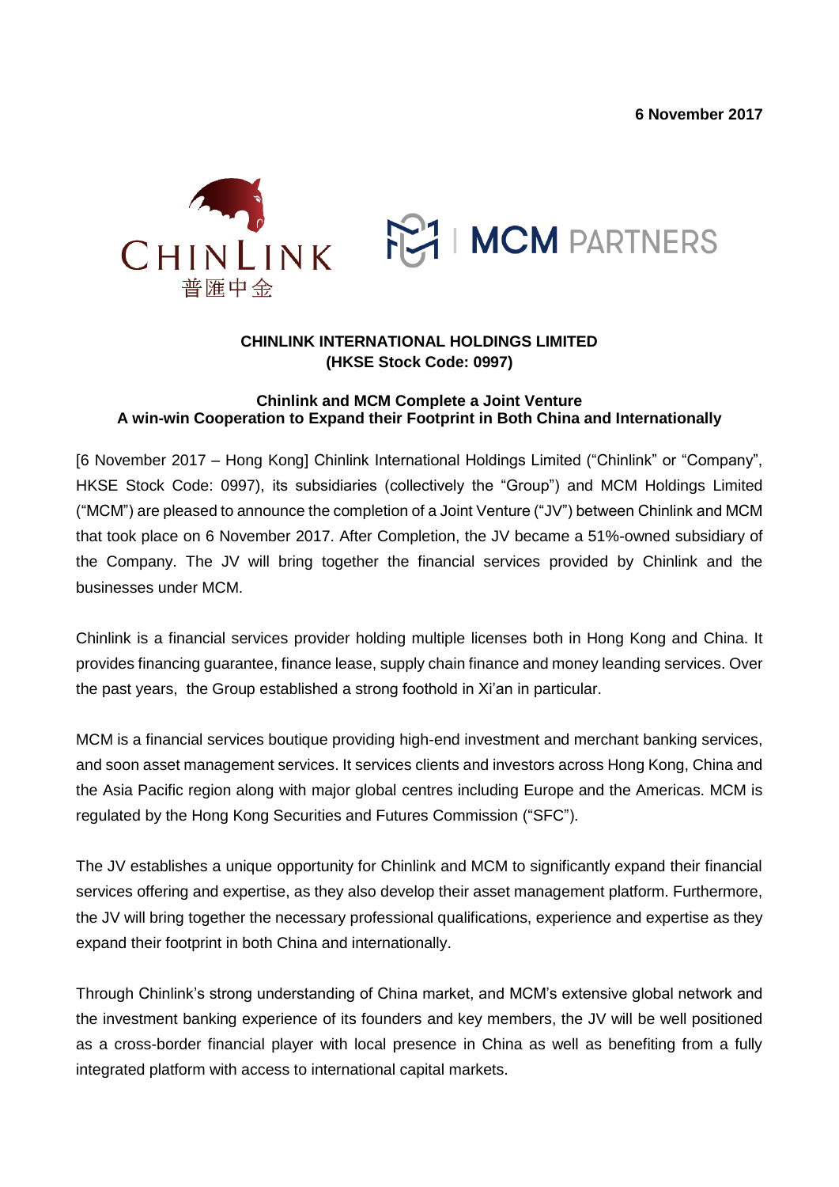**6 November 2017**

CHINLINK 普匯中金

MCM PARTNERS

**CHINLINK INTERNATIONAL HOLDINGS LIMITED**
**(HKSE Stock Code: 0997)**

**Chinlink and MCM Complete a Joint Venture**
**A win-win Cooperation to Expand their Footprint in Both China and Internationally**

[6 November 2017 – Hong Kong] Chinlink International Holdings Limited ("Chinlink" or "Company", HKSE Stock Code: 0997), its subsidiaries (collectively the "Group") and MCM Holdings Limited ("MCM") are pleased to announce the completion of a Joint Venture ("JV") between Chinlink and MCM that took place on 6 November 2017. After Completion, the JV became a 51%-owned subsidiary of the Company. The JV will bring together the financial services provided by Chinlink and the businesses under MCM.

Chinlink is a financial services provider holding multiple licenses both in Hong Kong and China. It provides financing guarantee, finance lease, supply chain finance and money leanding services. Over the past years, the Group established a strong foothold in Xi'an in particular.

MCM is a financial services boutique providing high-end investment and merchant banking services, and soon asset management services. It services clients and investors across Hong Kong, China and the Asia Pacific region along with major global centres including Europe and the Americas. MCM is regulated by the Hong Kong Securities and Futures Commission ("SFC").

The JV establishes a unique opportunity for Chinlink and MCM to significantly expand their financial services offering and expertise, as they also develop their asset management platform. Furthermore, the JV will bring together the necessary professional qualifications, experience and expertise as they expand their footprint in both China and internationally.

Through Chinlink's strong understanding of China market, and MCM's extensive global network and the investment banking experience of its founders and key members, the JV will be well positioned as a cross-border financial player with local presence in China as well as benefiting from a fully integrated platform with access to international capital markets.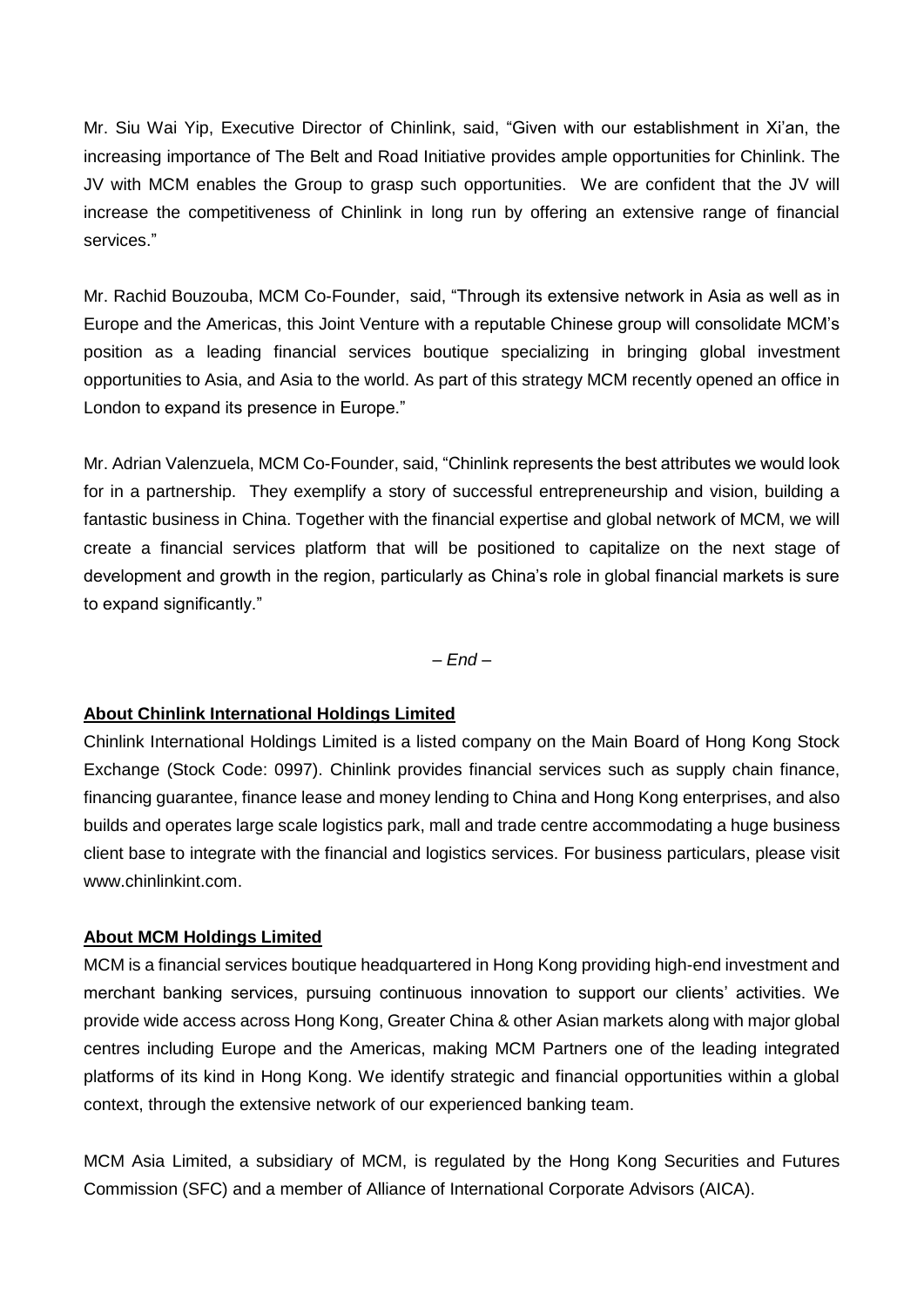Mr. Siu Wai Yip, Executive Director of Chinlink, said, "Given with our establishment in Xi'an, the increasing importance of The Belt and Road Initiative provides ample opportunities for Chinlink. The JV with MCM enables the Group to grasp such opportunities. We are confident that the JV will increase the competitiveness of Chinlink in long run by offering an extensive range of financial services."

Mr. Rachid Bouzouba, MCM Co-Founder, said, "Through its extensive network in Asia as well as in Europe and the Americas, this Joint Venture with a reputable Chinese group will consolidate MCM's position as a leading financial services boutique specializing in bringing global investment opportunities to Asia, and Asia to the world. As part of this strategy MCM recently opened an office in London to expand its presence in Europe."

Mr. Adrian Valenzuela, MCM Co-Founder, said, "Chinlink represents the best attributes we would look for in a partnership. They exemplify a story of successful entrepreneurship and vision, building a fantastic business in China. Together with the financial expertise and global network of MCM, we will create a financial services platform that will be positioned to capitalize on the next stage of development and growth in the region, particularly as China's role in global financial markets is sure to expand significantly."

*– End –*

**About Chinlink International Holdings Limited**

Chinlink International Holdings Limited is a listed company on the Main Board of Hong Kong Stock Exchange (Stock Code: 0997). Chinlink provides financial services such as supply chain finance, financing guarantee, finance lease and money lending to China and Hong Kong enterprises, and also builds and operates large scale logistics park, mall and trade centre accommodating a huge business client base to integrate with the financial and logistics services. For business particulars, please visit www.chinlinkint.com.

**About MCM Holdings Limited**

MCM is a financial services boutique headquartered in Hong Kong providing high-end investment and merchant banking services, pursuing continuous innovation to support our clients' activities. We provide wide access across Hong Kong, Greater China & other Asian markets along with major global centres including Europe and the Americas, making MCM Partners one of the leading integrated platforms of its kind in Hong Kong. We identify strategic and financial opportunities within a global context, through the extensive network of our experienced banking team.

MCM Asia Limited, a subsidiary of MCM, is regulated by the Hong Kong Securities and Futures Commission (SFC) and a member of Alliance of International Corporate Advisors (AICA).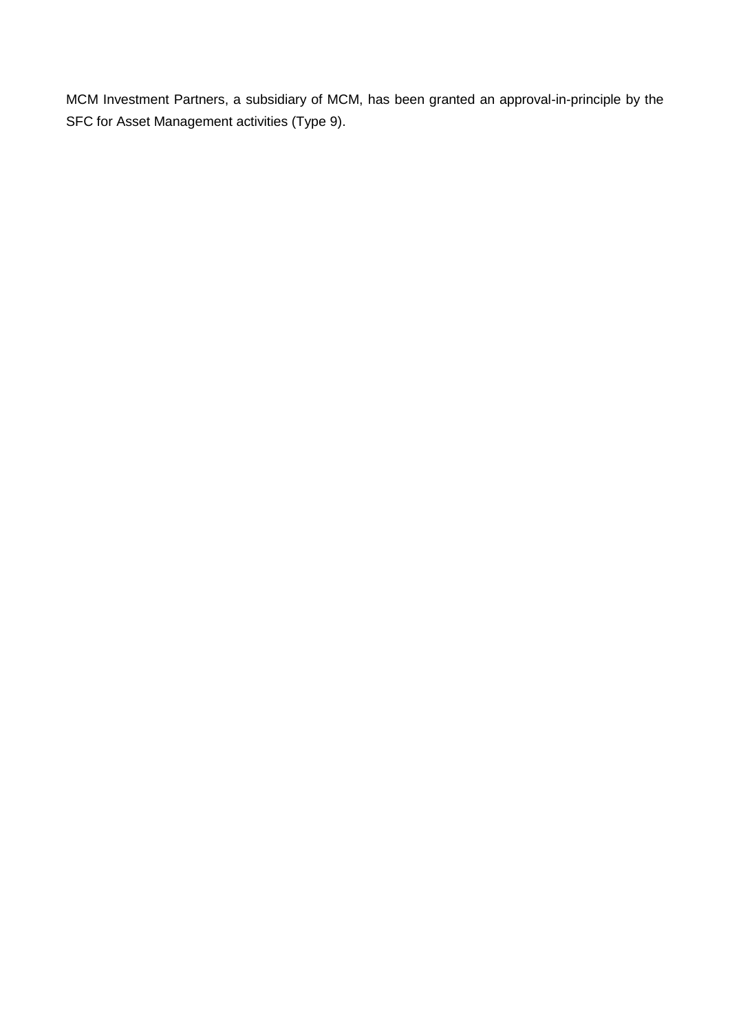MCM Investment Partners, a subsidiary of MCM, has been granted an approval-in-principle by the SFC for Asset Management activities (Type 9).